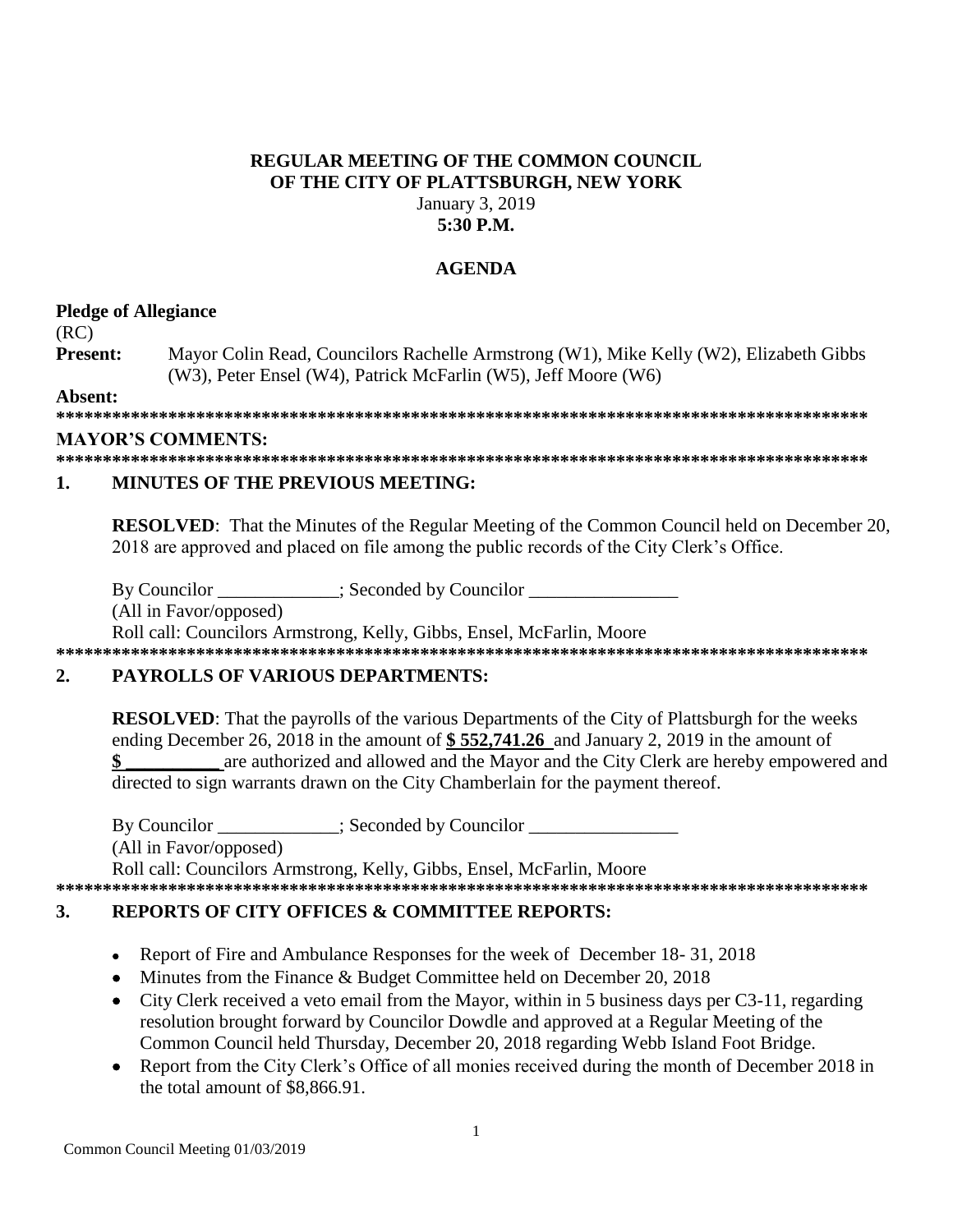**REGULAR MEETING OF THE COMMON COUNCIL**
**OF THE CITY OF PLATTSBURGH, NEW YORK**
January 3, 2019
**5:30 P.M.**

**AGENDA**

**Pledge of Allegiance**

(RC)

**Present:** Mayor Colin Read, Councilors Rachelle Armstrong (W1), Mike Kelly (W2), Elizabeth Gibbs (W3), Peter Ensel (W4), Patrick McFarlin (W5), Jeff Moore (W6)

**Absent:**

**\*\*\*\*\*\*\*\*\*\*\*\*\*\*\*\*\*\*\*\*\*\*\*\*\*\*\*\*\*\*\*\*\*\*\*\*\*\*\*\*\*\*\*\*\*\*\*\*\*\*\*\*\*\*\*\*\*\*\*\*\*\*\*\*\*\*\*\*\*\*\*\*\*\*\*\*\*\*\*\*\*\*\*\*\*\*\*\*\*\*\*\***

**MAYOR'S COMMENTS:**

**\*\*\*\*\*\*\*\*\*\*\*\*\*\*\*\*\*\*\*\*\*\*\*\*\*\*\*\*\*\*\*\*\*\*\*\*\*\*\*\*\*\*\*\*\*\*\*\*\*\*\*\*\*\*\*\*\*\*\*\*\*\*\*\*\*\*\*\*\*\*\*\*\*\*\*\*\*\*\*\*\*\*\*\*\*\*\*\*\*\*\*\***

## 1. MINUTES OF THE PREVIOUS MEETING:

**RESOLVED**: That the Minutes of the Regular Meeting of the Common Council held on December 20, 2018 are approved and placed on file among the public records of the City Clerk's Office.

By Councilor \_\_\_\_\_\_\_\_\_\_\_\_\_; Seconded by Councilor \_\_\_\_\_\_\_\_\_\_\_\_\_\_\_\_

(All in Favor/opposed)

Roll call: Councilors Armstrong, Kelly, Gibbs, Ensel, McFarlin, Moore

**\*\*\*\*\*\*\*\*\*\*\*\*\*\*\*\*\*\*\*\*\*\*\*\*\*\*\*\*\*\*\*\*\*\*\*\*\*\*\*\*\*\*\*\*\*\*\*\*\*\*\*\*\*\*\*\*\*\*\*\*\*\*\*\*\*\*\*\*\*\*\*\*\*\*\*\*\*\*\*\*\*\*\*\*\*\*\*\*\*\*\*\***

## 2. PAYROLLS OF VARIOUS DEPARTMENTS:

**RESOLVED**: That the payrolls of the various Departments of the City of Plattsburgh for the weeks ending December 26, 2018 in the amount of **$ 552,741.26** and January 2, 2019 in the amount of **$ \_\_\_\_\_\_\_\_\_\_** are authorized and allowed and the Mayor and the City Clerk are hereby empowered and directed to sign warrants drawn on the City Chamberlain for the payment thereof.

By Councilor \_\_\_\_\_\_\_\_\_\_\_\_\_; Seconded by Councilor \_\_\_\_\_\_\_\_\_\_\_\_\_\_\_\_

(All in Favor/opposed)

Roll call: Councilors Armstrong, Kelly, Gibbs, Ensel, McFarlin, Moore

**\*\*\*\*\*\*\*\*\*\*\*\*\*\*\*\*\*\*\*\*\*\*\*\*\*\*\*\*\*\*\*\*\*\*\*\*\*\*\*\*\*\*\*\*\*\*\*\*\*\*\*\*\*\*\*\*\*\*\*\*\*\*\*\*\*\*\*\*\*\*\*\*\*\*\*\*\*\*\*\*\*\*\*\*\*\*\*\*\*\*\*\***

## 3. REPORTS OF CITY OFFICES & COMMITTEE REPORTS:

- Report of Fire and Ambulance Responses for the week of December 18- 31, 2018
- Minutes from the Finance & Budget Committee held on December 20, 2018
- City Clerk received a veto email from the Mayor, within in 5 business days per C3-11, regarding resolution brought forward by Councilor Dowdle and approved at a Regular Meeting of the Common Council held Thursday, December 20, 2018 regarding Webb Island Foot Bridge.
- Report from the City Clerk's Office of all monies received during the month of December 2018 in the total amount of $8,866.91.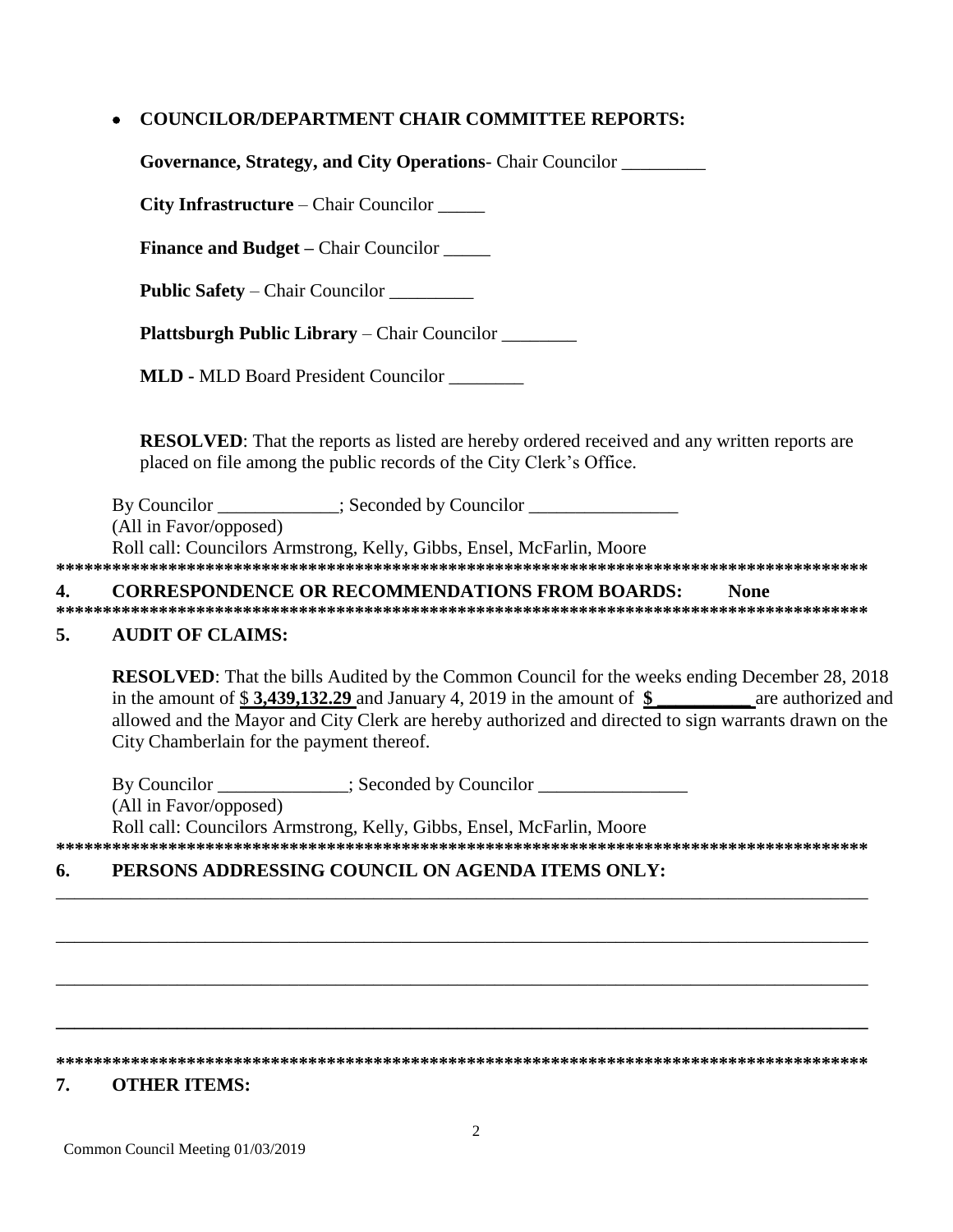- **COUNCILOR/DEPARTMENT CHAIR COMMITTEE REPORTS:**

  **Governance, Strategy, and City Operations**- Chair Councilor _________

  **City Infrastructure** – Chair Councilor _____

  **Finance and Budget –** Chair Councilor _____

  **Public Safety** – Chair Councilor _________

  **Plattsburgh Public Library** – Chair Councilor ________

  **MLD -** MLD Board President Councilor ________

  **RESOLVED**: That the reports as listed are hereby ordered received and any written reports are placed on file among the public records of the City Clerk's Office.

By Councilor _____________; Seconded by Councilor ________________
(All in Favor/opposed)
Roll call: Councilors Armstrong, Kelly, Gibbs, Ensel, McFarlin, Moore

**************************************************************************************

## 4. CORRESPONDENCE OR RECOMMENDATIONS FROM BOARDS: None

**************************************************************************************

## 5. AUDIT OF CLAIMS:

**RESOLVED**: That the bills Audited by the Common Council for the weeks ending December 28, 2018 in the amount of $ **3,439,132.29** and January 4, 2019 in the amount of **$ __________** are authorized and allowed and the Mayor and City Clerk are hereby authorized and directed to sign warrants drawn on the City Chamberlain for the payment thereof.

By Councilor ______________; Seconded by Councilor ________________
(All in Favor/opposed)
Roll call: Councilors Armstrong, Kelly, Gibbs, Ensel, McFarlin, Moore

**************************************************************************************

## 6. PERSONS ADDRESSING COUNCIL ON AGENDA ITEMS ONLY:

______________________________________________________________________________________

______________________________________________________________________________________

______________________________________________________________________________________

______________________________________________________________________________________

**************************************************************************************

## 7. OTHER ITEMS:

Common Council Meeting 01/03/2019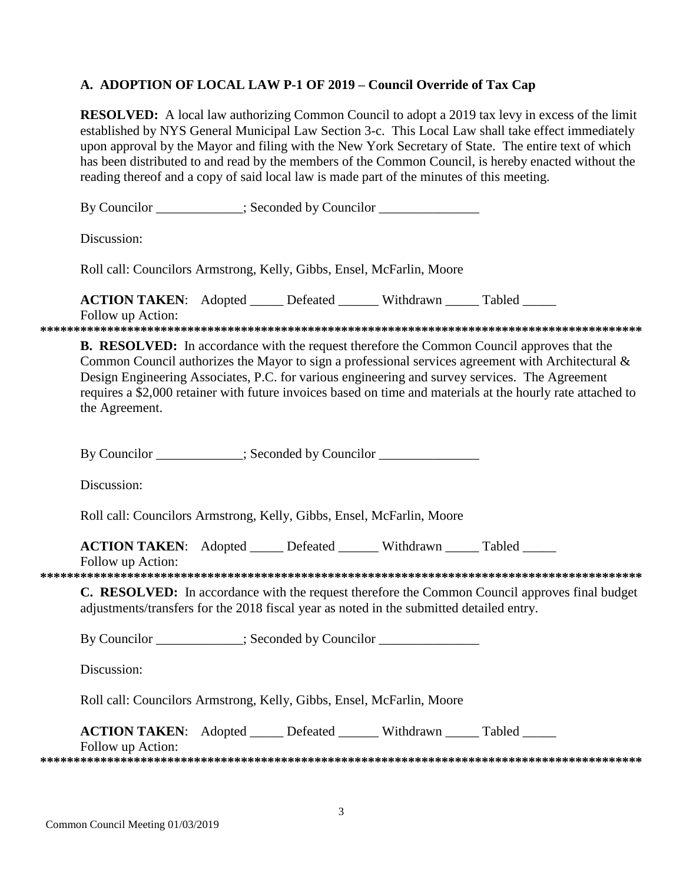**A. ADOPTION OF LOCAL LAW P-1 OF 2019 – Council Override of Tax Cap**

**RESOLVED:** A local law authorizing Common Council to adopt a 2019 tax levy in excess of the limit established by NYS General Municipal Law Section 3-c. This Local Law shall take effect immediately upon approval by the Mayor and filing with the New York Secretary of State. The entire text of which has been distributed to and read by the members of the Common Council, is hereby enacted without the reading thereof and a copy of said local law is made part of the minutes of this meeting.

By Councilor _____________; Seconded by Councilor _______________

Discussion:

Roll call: Councilors Armstrong, Kelly, Gibbs, Ensel, McFarlin, Moore

**ACTION TAKEN**: Adopted _____ Defeated ______ Withdrawn _____ Tabled _____

Follow up Action:

*******************************************************************************************

**B. RESOLVED:** In accordance with the request therefore the Common Council approves that the Common Council authorizes the Mayor to sign a professional services agreement with Architectural & Design Engineering Associates, P.C. for various engineering and survey services. The Agreement requires a $2,000 retainer with future invoices based on time and materials at the hourly rate attached to the Agreement.

By Councilor _____________; Seconded by Councilor _______________

Discussion:

Roll call: Councilors Armstrong, Kelly, Gibbs, Ensel, McFarlin, Moore

**ACTION TAKEN**: Adopted _____ Defeated ______ Withdrawn _____ Tabled _____

Follow up Action:

*******************************************************************************************

**C. RESOLVED:** In accordance with the request therefore the Common Council approves final budget adjustments/transfers for the 2018 fiscal year as noted in the submitted detailed entry.

By Councilor _____________; Seconded by Councilor _______________

Discussion:

Roll call: Councilors Armstrong, Kelly, Gibbs, Ensel, McFarlin, Moore

**ACTION TAKEN**: Adopted _____ Defeated ______ Withdrawn _____ Tabled _____

Follow up Action:

*******************************************************************************************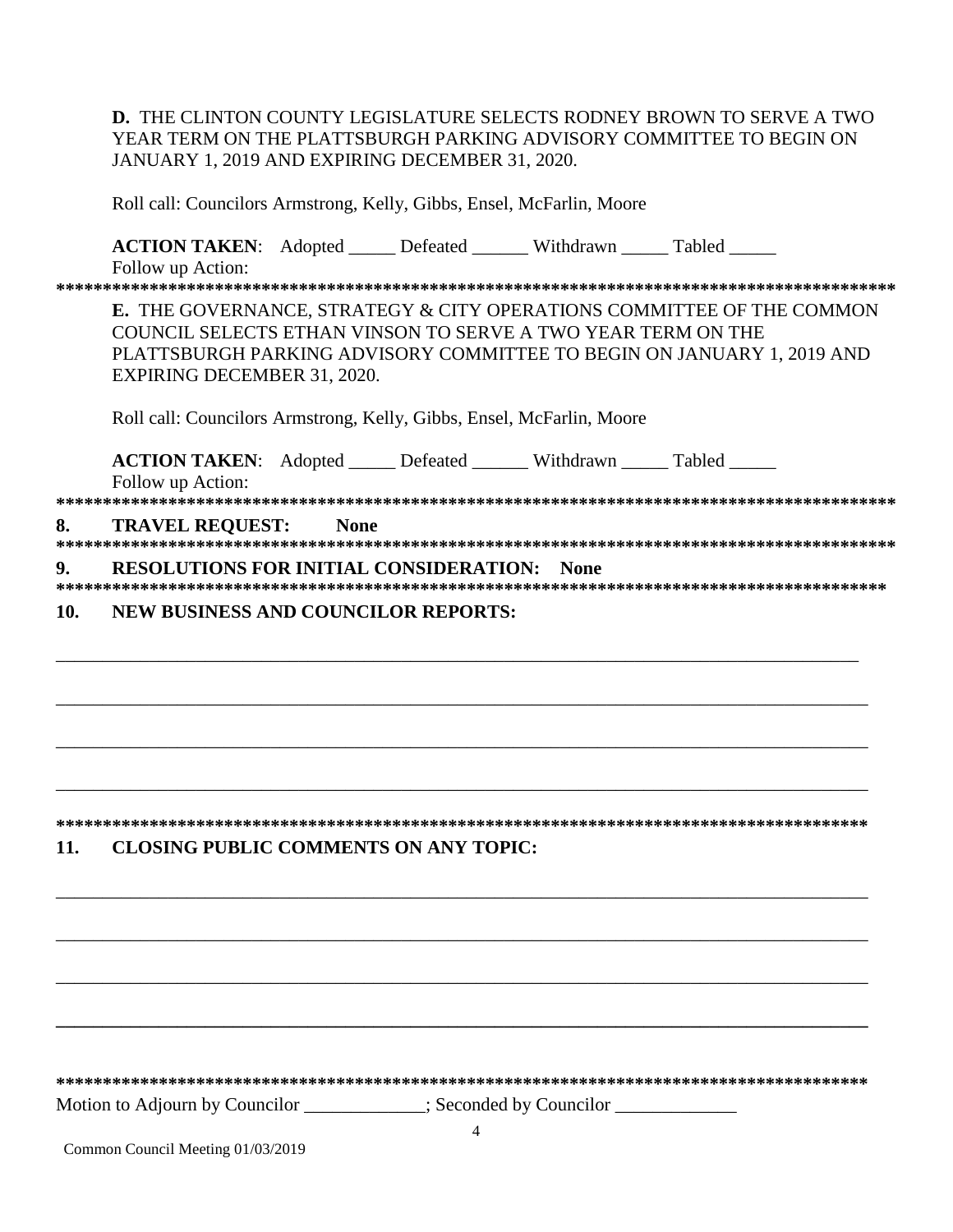**D.** THE CLINTON COUNTY LEGISLATURE SELECTS RODNEY BROWN TO SERVE A TWO YEAR TERM ON THE PLATTSBURGH PARKING ADVISORY COMMITTEE TO BEGIN ON JANUARY 1, 2019 AND EXPIRING DECEMBER 31, 2020.

Roll call: Councilors Armstrong, Kelly, Gibbs, Ensel, McFarlin, Moore

**ACTION TAKEN**: Adopted _____ Defeated ______ Withdrawn _____ Tabled _____
Follow up Action:

***************************************************************************************************

**E.** THE GOVERNANCE, STRATEGY & CITY OPERATIONS COMMITTEE OF THE COMMON COUNCIL SELECTS ETHAN VINSON TO SERVE A TWO YEAR TERM ON THE PLATTSBURGH PARKING ADVISORY COMMITTEE TO BEGIN ON JANUARY 1, 2019 AND EXPIRING DECEMBER 31, 2020.

Roll call: Councilors Armstrong, Kelly, Gibbs, Ensel, McFarlin, Moore

**ACTION TAKEN**: Adopted _____ Defeated ______ Withdrawn _____ Tabled _____
Follow up Action:

***************************************************************************************************

**8. TRAVEL REQUEST: None**

***************************************************************************************************

**9. RESOLUTIONS FOR INITIAL CONSIDERATION: None**

***************************************************************************************************

**10. NEW BUSINESS AND COUNCILOR REPORTS:**

_______________________________________________________________________________________

_______________________________________________________________________________________

_______________________________________________________________________________________

_______________________________________________________________________________________

***************************************************************************************************

**11. CLOSING PUBLIC COMMENTS ON ANY TOPIC:**

_______________________________________________________________________________________

_______________________________________________________________________________________

_______________________________________________________________________________________

_______________________________________________________________________________________

***************************************************************************************************

Motion to Adjourn by Councilor _____________; Seconded by Councilor _____________

Common Council Meeting 01/03/2019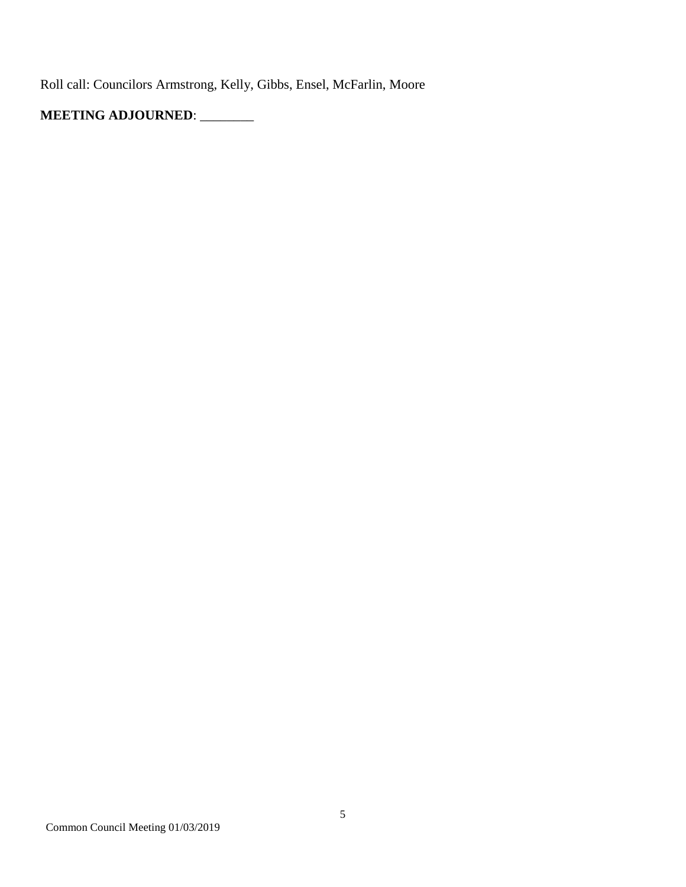Roll call: Councilors Armstrong, Kelly, Gibbs, Ensel, McFarlin, Moore

**MEETING ADJOURNED**: ________